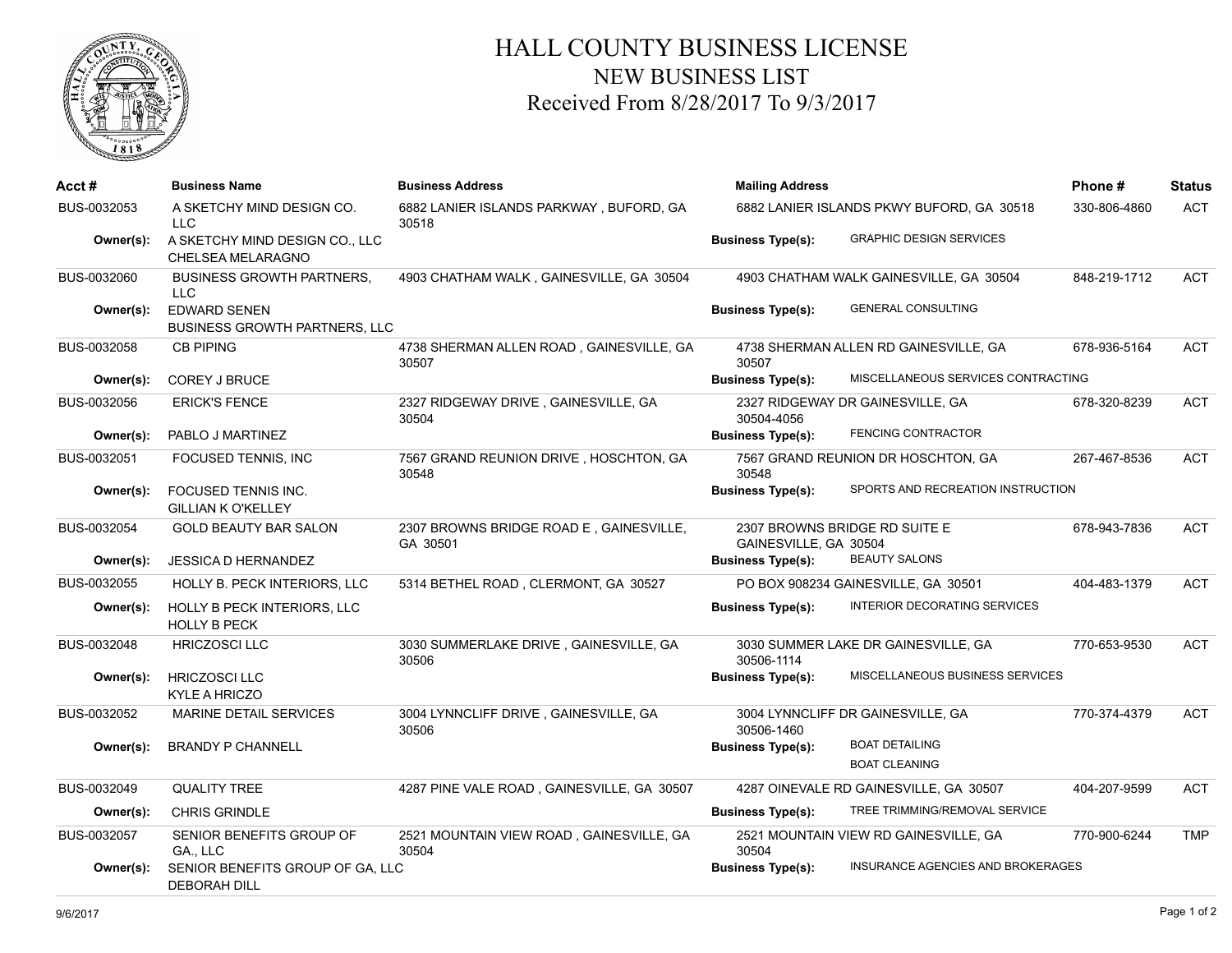# HALL COUNTY BUSINESS LICENSE
## NEW BUSINESS LIST
### Received From 8/28/2017 To 9/3/2017

| Acct # | Business Name | Business Address | Mailing Address | | Phone # | Status |
|---|---|---|---|---|---|---|
| BUS-0032053 | A SKETCHY MIND DESIGN CO. LLC | 6882 LANIER ISLANDS PARKWAY , BUFORD, GA 30518 | 6882 LANIER ISLANDS PKWY BUFORD, GA 30518 | | 330-806-4860 | ACT |
| Owner(s): | A SKETCHY MIND DESIGN CO., LLC<br>CHELSEA MELARAGNO | | Business Type(s): | GRAPHIC DESIGN SERVICES | | |
| BUS-0032060 | BUSINESS GROWTH PARTNERS, LLC | 4903 CHATHAM WALK , GAINESVILLE, GA 30504 | 4903 CHATHAM WALK GAINESVILLE, GA 30504 | | 848-219-1712 | ACT |
| Owner(s): | EDWARD SENEN<br>BUSINESS GROWTH PARTNERS, LLC | | Business Type(s): | GENERAL CONSULTING | | |
| BUS-0032058 | CB PIPING | 4738 SHERMAN ALLEN ROAD , GAINESVILLE, GA 30507 | 4738 SHERMAN ALLEN RD GAINESVILLE, GA 30507 | | 678-936-5164 | ACT |
| Owner(s): | COREY J BRUCE | | Business Type(s): | MISCELLANEOUS SERVICES CONTRACTING | | |
| BUS-0032056 | ERICK'S FENCE | 2327 RIDGEWAY DRIVE , GAINESVILLE, GA 30504 | 2327 RIDGEWAY DR GAINESVILLE, GA 30504-4056 | | 678-320-8239 | ACT |
| Owner(s): | PABLO J MARTINEZ | | Business Type(s): | FENCING CONTRACTOR | | |
| BUS-0032051 | FOCUSED TENNIS, INC | 7567 GRAND REUNION DRIVE , HOSCHTON, GA 30548 | 7567 GRAND REUNION DR HOSCHTON, GA 30548 | | 267-467-8536 | ACT |
| Owner(s): | FOCUSED TENNIS INC.<br>GILLIAN K O'KELLEY | | Business Type(s): | SPORTS AND RECREATION INSTRUCTION | | |
| BUS-0032054 | GOLD BEAUTY BAR SALON | 2307 BROWNS BRIDGE ROAD E , GAINESVILLE, GA 30501 | 2307 BROWNS BRIDGE RD SUITE E GAINESVILLE, GA 30504 | | 678-943-7836 | ACT |
| Owner(s): | JESSICA D HERNANDEZ | | Business Type(s): | BEAUTY SALONS | | |
| BUS-0032055 | HOLLY B. PECK INTERIORS, LLC | 5314 BETHEL ROAD , CLERMONT, GA 30527 | PO BOX 908234 GAINESVILLE, GA 30501 | | 404-483-1379 | ACT |
| Owner(s): | HOLLY B PECK INTERIORS, LLC<br>HOLLY B PECK | | Business Type(s): | INTERIOR DECORATING SERVICES | | |
| BUS-0032048 | HRICZOSCI LLC | 3030 SUMMERLAKE DRIVE , GAINESVILLE, GA 30506 | 3030 SUMMER LAKE DR GAINESVILLE, GA 30506-1114 | | 770-653-9530 | ACT |
| Owner(s): | HRICZOSCI LLC<br>KYLE A HRICZO | | Business Type(s): | MISCELLANEOUS BUSINESS SERVICES | | |
| BUS-0032052 | MARINE DETAIL SERVICES | 3004 LYNNCLIFF DRIVE , GAINESVILLE, GA 30506 | 3004 LYNNCLIFF DR GAINESVILLE, GA 30506-1460 | | 770-374-4379 | ACT |
| Owner(s): | BRANDY P CHANNELL | | Business Type(s): | BOAT DETAILING<br>BOAT CLEANING | | |
| BUS-0032049 | QUALITY TREE | 4287 PINE VALE ROAD , GAINESVILLE, GA 30507 | 4287 OINEVALE RD GAINESVILLE, GA 30507 | | 404-207-9599 | ACT |
| Owner(s): | CHRIS GRINDLE | | Business Type(s): | TREE TRIMMING/REMOVAL SERVICE | | |
| BUS-0032057 | SENIOR BENEFITS GROUP OF GA., LLC | 2521 MOUNTAIN VIEW ROAD , GAINESVILLE, GA 30504 | 2521 MOUNTAIN VIEW RD GAINESVILLE, GA 30504 | | 770-900-6244 | TMP |
| Owner(s): | SENIOR BENEFITS GROUP OF GA, LLC<br>DEBORAH DILL | | Business Type(s): | INSURANCE AGENCIES AND BROKERAGES | | |

9/6/2017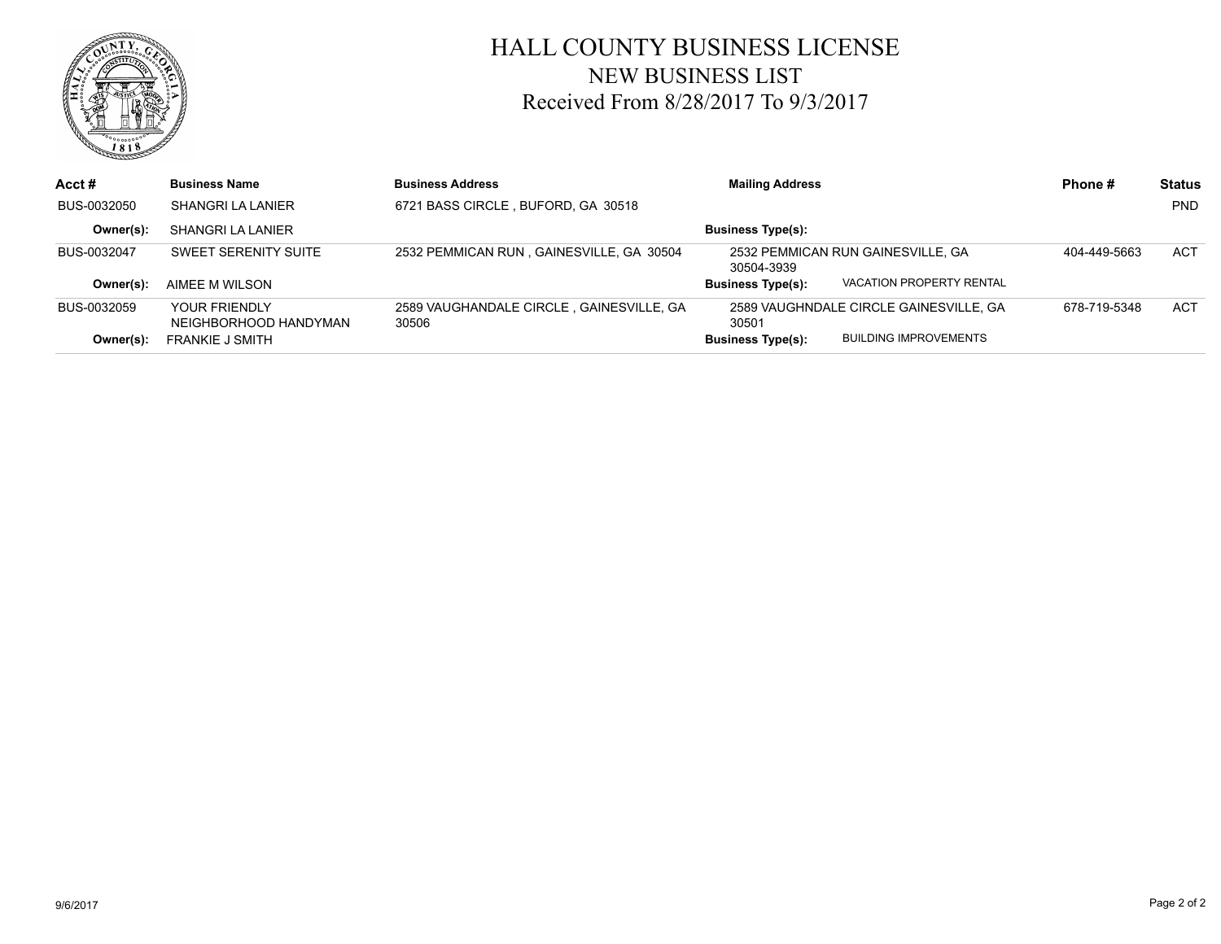# HALL COUNTY BUSINESS LICENSE

## NEW BUSINESS LIST

## Received From 8/28/2017 To 9/3/2017

| Acct # | Business Name | Business Address | Mailing Address | | Phone # | Status |
|---|---|---|---|---|---|---|
| BUS-0032050 | SHANGRI LA LANIER | 6721 BASS CIRCLE , BUFORD, GA 30518 | | | | PND |
| Owner(s): | SHANGRI LA LANIER | | Business Type(s): | | | |
| BUS-0032047 | SWEET SERENITY SUITE | 2532 PEMMICAN RUN , GAINESVILLE, GA 30504 | 2532 PEMMICAN RUN GAINESVILLE, GA 30504-3939 | | 404-449-5663 | ACT |
| Owner(s): | AIMEE M WILSON | | Business Type(s): | VACATION PROPERTY RENTAL | | |
| BUS-0032059 | YOUR FRIENDLY NEIGHBORHOOD HANDYMAN | 2589 VAUGHANDALE CIRCLE , GAINESVILLE, GA 30506 | 2589 VAUGHNDALE CIRCLE GAINESVILLE, GA 30501 | | 678-719-5348 | ACT |
| Owner(s): | FRANKIE J SMITH | | Business Type(s): | BUILDING IMPROVEMENTS | | |

9/6/2017